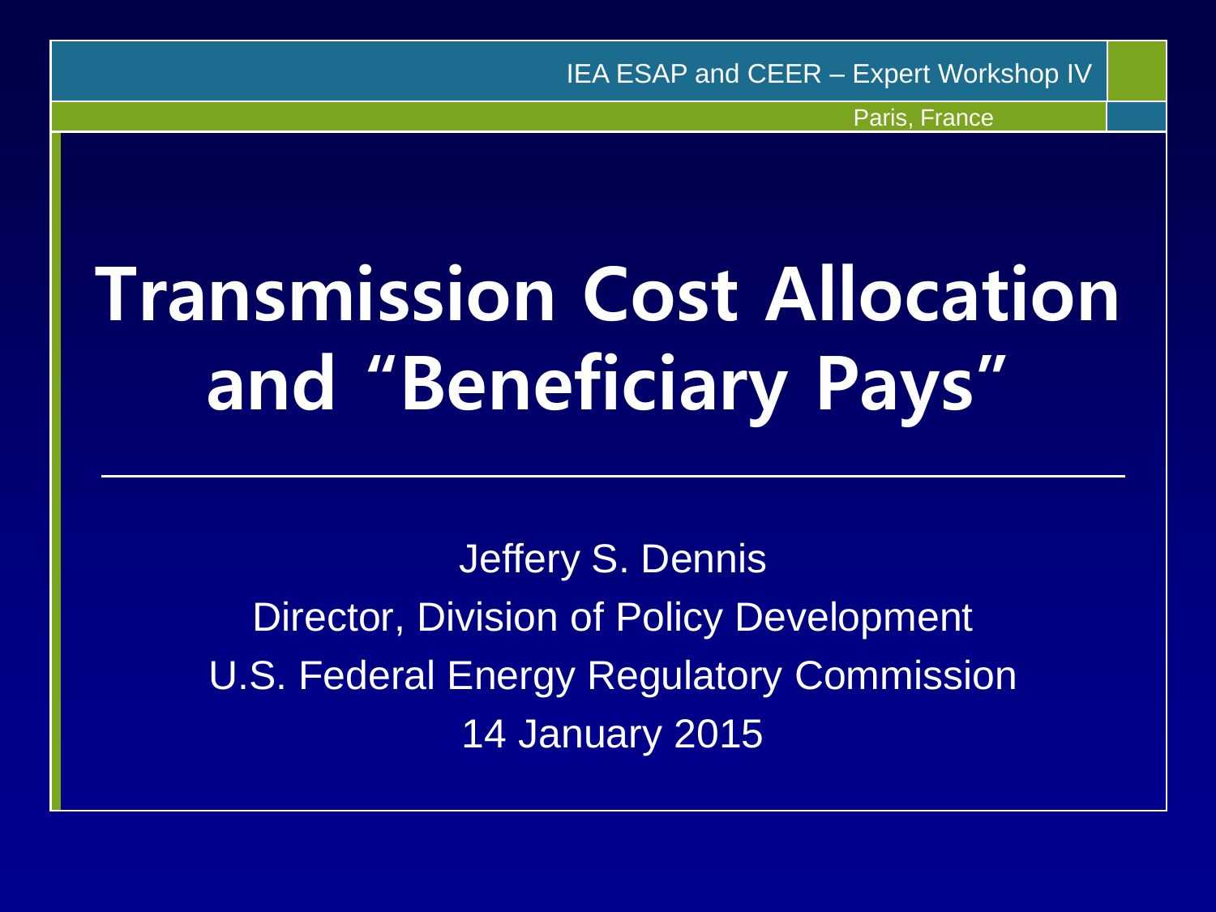IEA ESAP and CEER – Expert Workshop IV

Paris, France

# Transmission Cost Allocation and "Beneficiary Pays"

Jeffery S. Dennis

Director, Division of Policy Development

U.S. Federal Energy Regulatory Commission

14 January 2015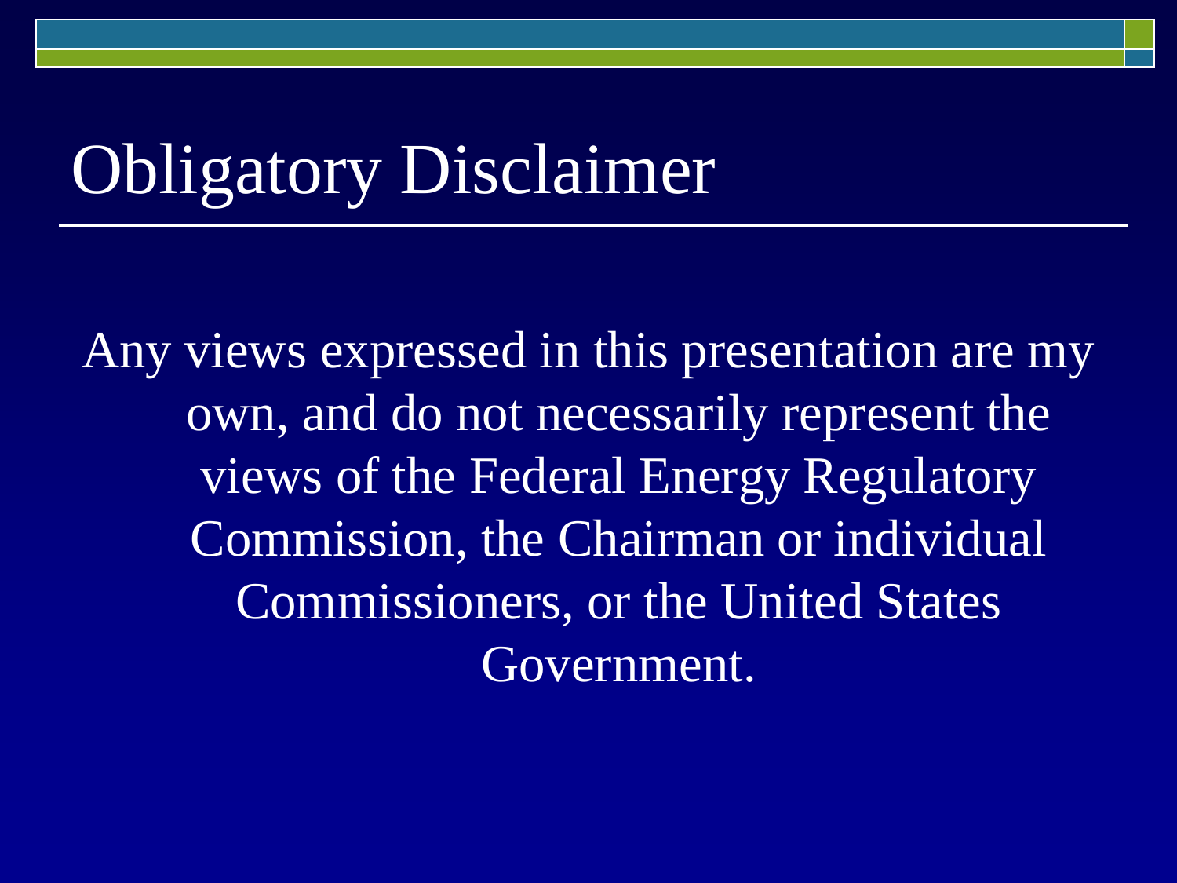# Obligatory Disclaimer

Any views expressed in this presentation are my own, and do not necessarily represent the views of the Federal Energy Regulatory Commission, the Chairman or individual Commissioners, or the United States Government.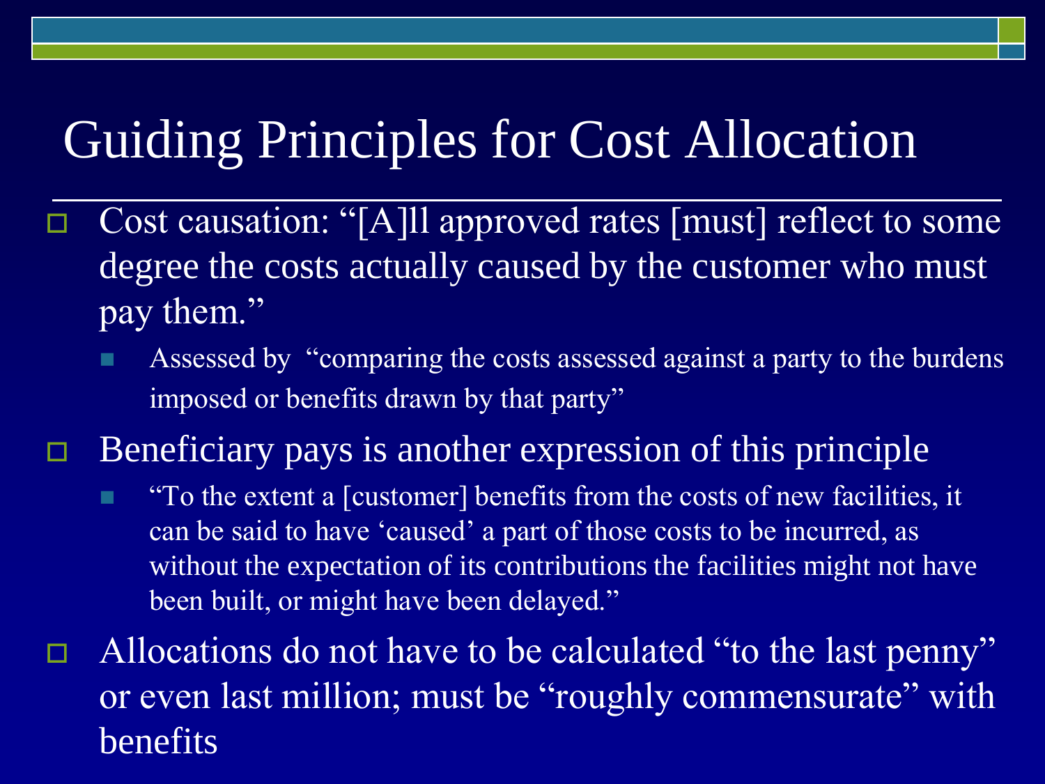# Guiding Principles for Cost Allocation

- Cost causation: "[A]ll approved rates [must] reflect to some degree the costs actually caused by the customer who must pay them."
  - Assessed by "comparing the costs assessed against a party to the burdens imposed or benefits drawn by that party"
- Beneficiary pays is another expression of this principle
  - "To the extent a [customer] benefits from the costs of new facilities, it can be said to have 'caused' a part of those costs to be incurred, as without the expectation of its contributions the facilities might not have been built, or might have been delayed."
- Allocations do not have to be calculated "to the last penny" or even last million; must be "roughly commensurate" with benefits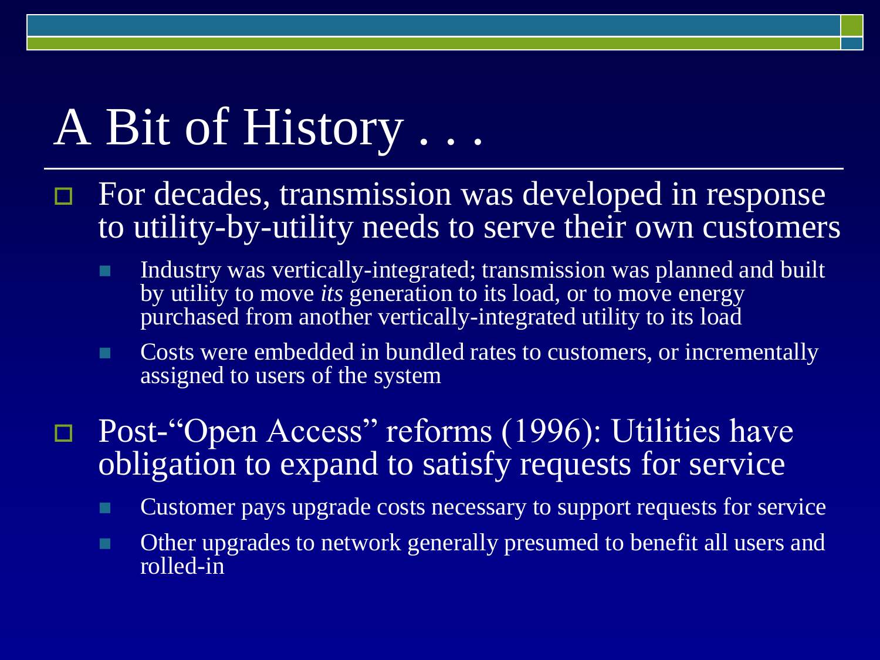# A Bit of History . . .

- For decades, transmission was developed in response to utility-by-utility needs to serve their own customers
  - Industry was vertically-integrated; transmission was planned and built by utility to move *its* generation to its load, or to move energy purchased from another vertically-integrated utility to its load
  - Costs were embedded in bundled rates to customers, or incrementally assigned to users of the system
- Post-"Open Access" reforms (1996): Utilities have obligation to expand to satisfy requests for service
  - Customer pays upgrade costs necessary to support requests for service
  - Other upgrades to network generally presumed to benefit all users and rolled-in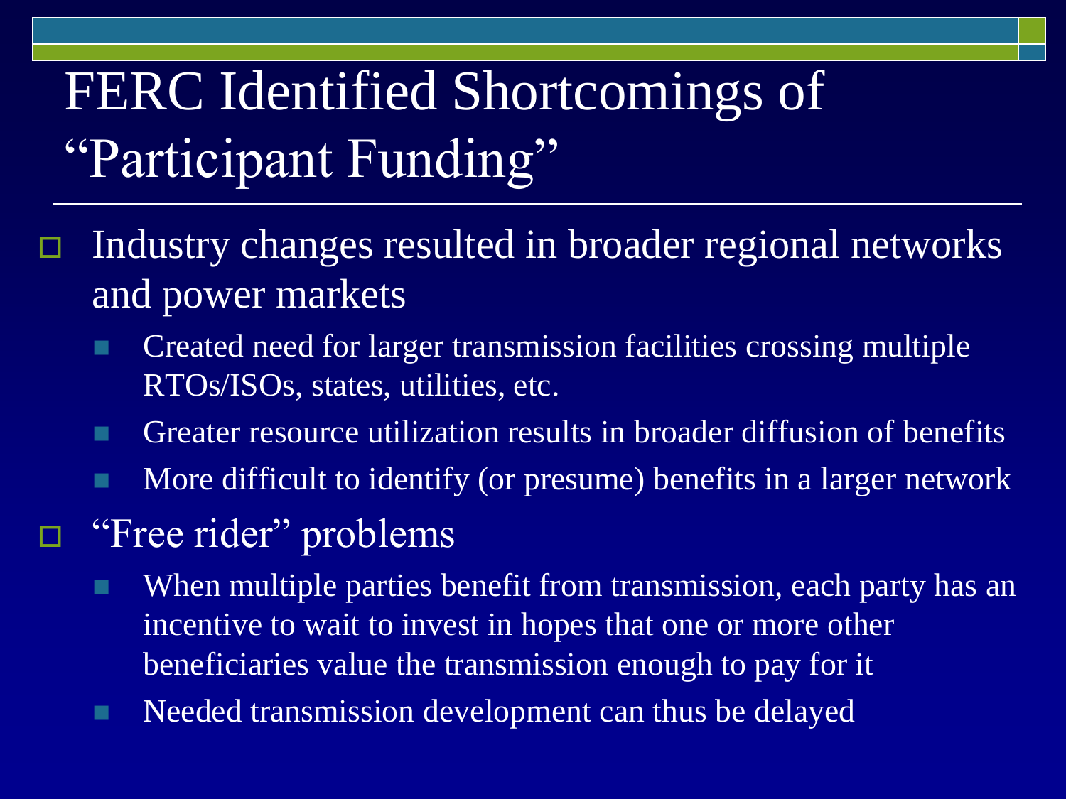# FERC Identified Shortcomings of "Participant Funding"

- Industry changes resulted in broader regional networks and power markets
  - Created need for larger transmission facilities crossing multiple RTOs/ISOs, states, utilities, etc.
  - Greater resource utilization results in broader diffusion of benefits
  - More difficult to identify (or presume) benefits in a larger network
- "Free rider" problems
  - When multiple parties benefit from transmission, each party has an incentive to wait to invest in hopes that one or more other beneficiaries value the transmission enough to pay for it
  - Needed transmission development can thus be delayed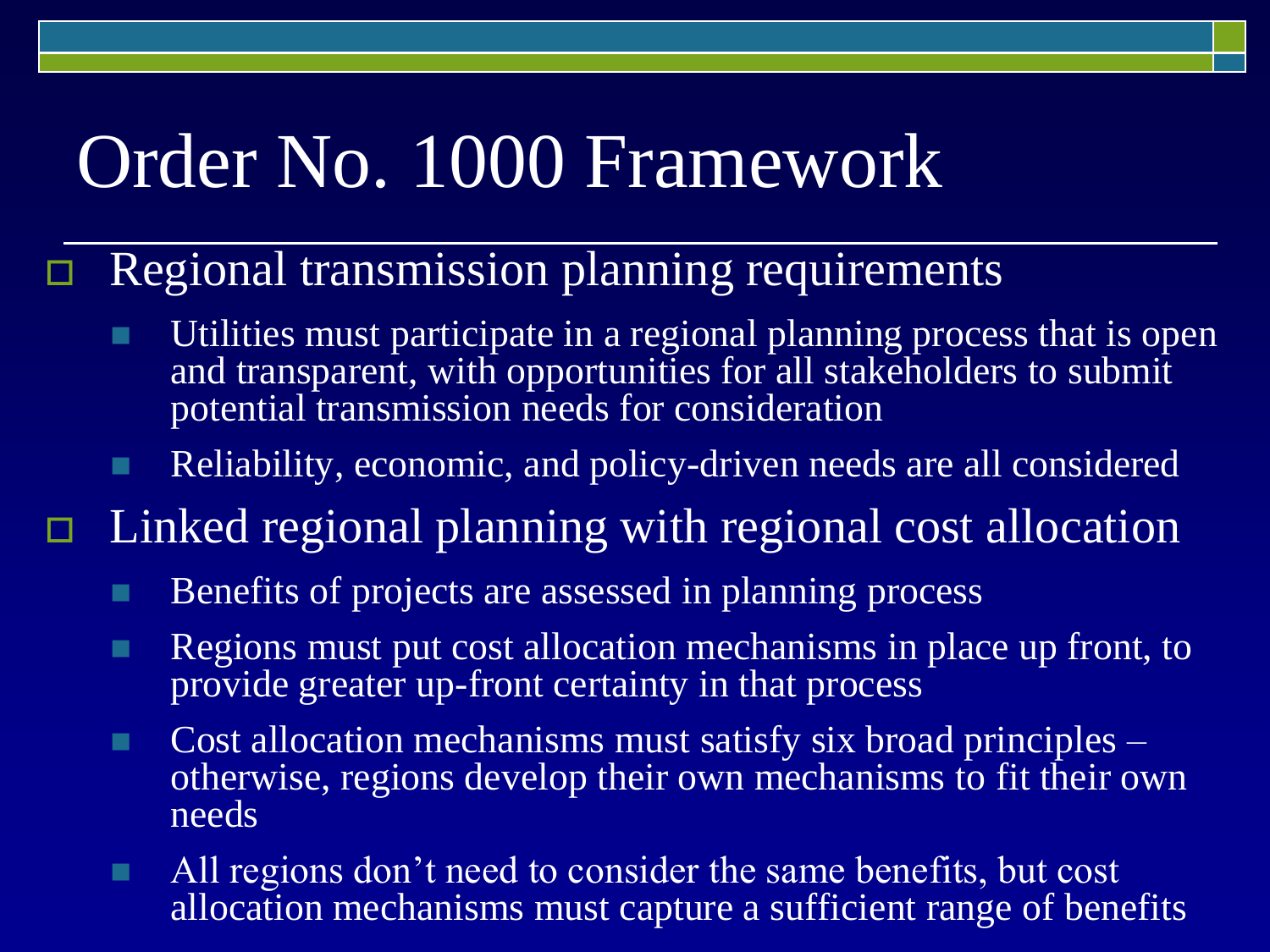# Order No. 1000 Framework

- Regional transmission planning requirements
  - Utilities must participate in a regional planning process that is open and transparent, with opportunities for all stakeholders to submit potential transmission needs for consideration
  - Reliability, economic, and policy-driven needs are all considered
- Linked regional planning with regional cost allocation
  - Benefits of projects are assessed in planning process
  - Regions must put cost allocation mechanisms in place up front, to provide greater up-front certainty in that process
  - Cost allocation mechanisms must satisfy six broad principles – otherwise, regions develop their own mechanisms to fit their own needs
  - All regions don't need to consider the same benefits, but cost allocation mechanisms must capture a sufficient range of benefits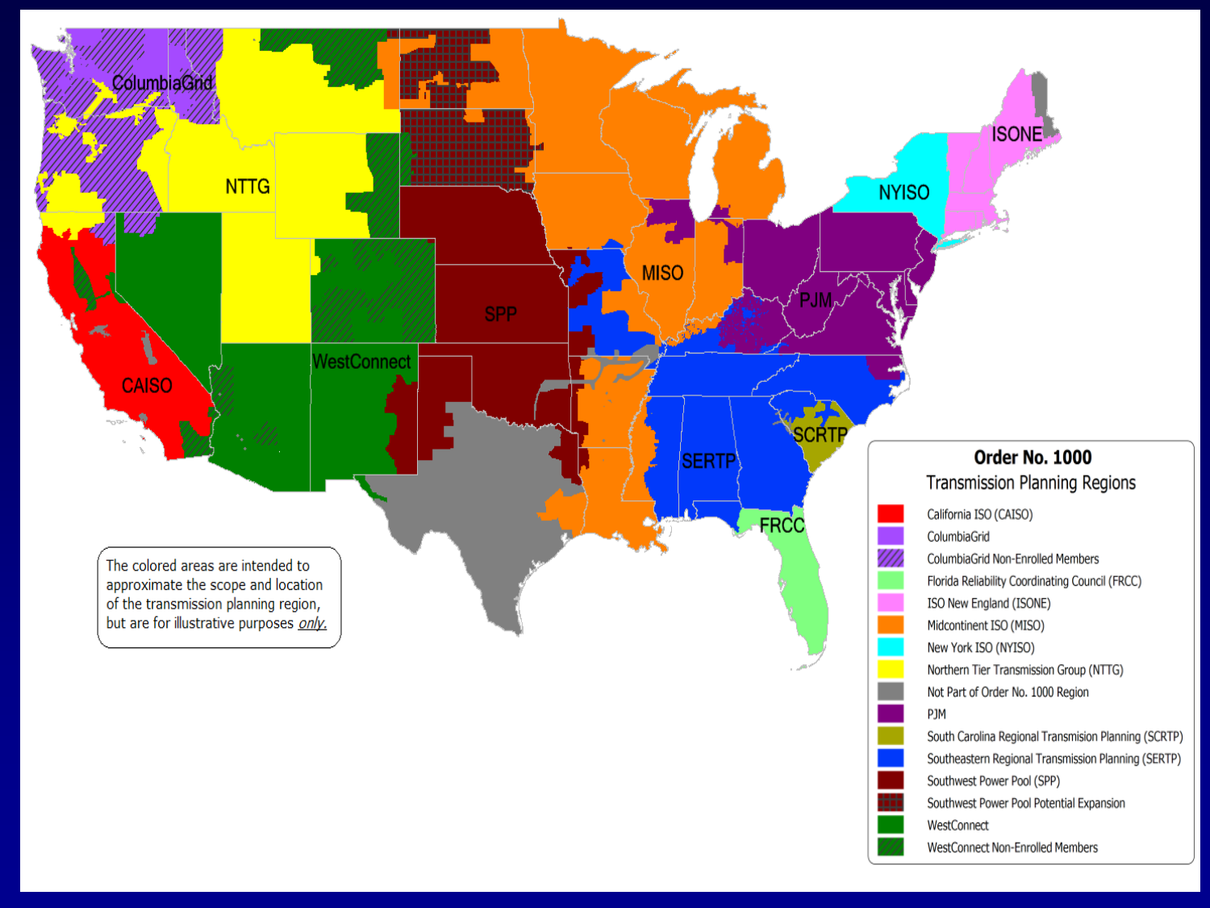## Order No. 1000 Transmission Planning Regions

| Legend |
| --- |
| California ISO (CAISO) |
| ColumbiaGrid |
| ColumbiaGrid Non-Enrolled Members |
| Florida Reliability Coordinating Council (FRCC) |
| ISO New England (ISONE) |
| Midcontinent ISO (MISO) |
| New York ISO (NYISO) |
| Northern Tier Transmission Group (NTTG) |
| Not Part of Order No. 1000 Region |
| PJM |
| South Carolina Regional Transmision Planning (SCRTP) |
| Southeastern Regional Transmission Planning (SERTP) |
| Southwest Power Pool (SPP) |
| Southwest Power Pool Potential Expansion |
| WestConnect |
| WestConnect Non-Enrolled Members |

The colored areas are intended to approximate the scope and location of the transmission planning region, but are for illustrative purposes *only.*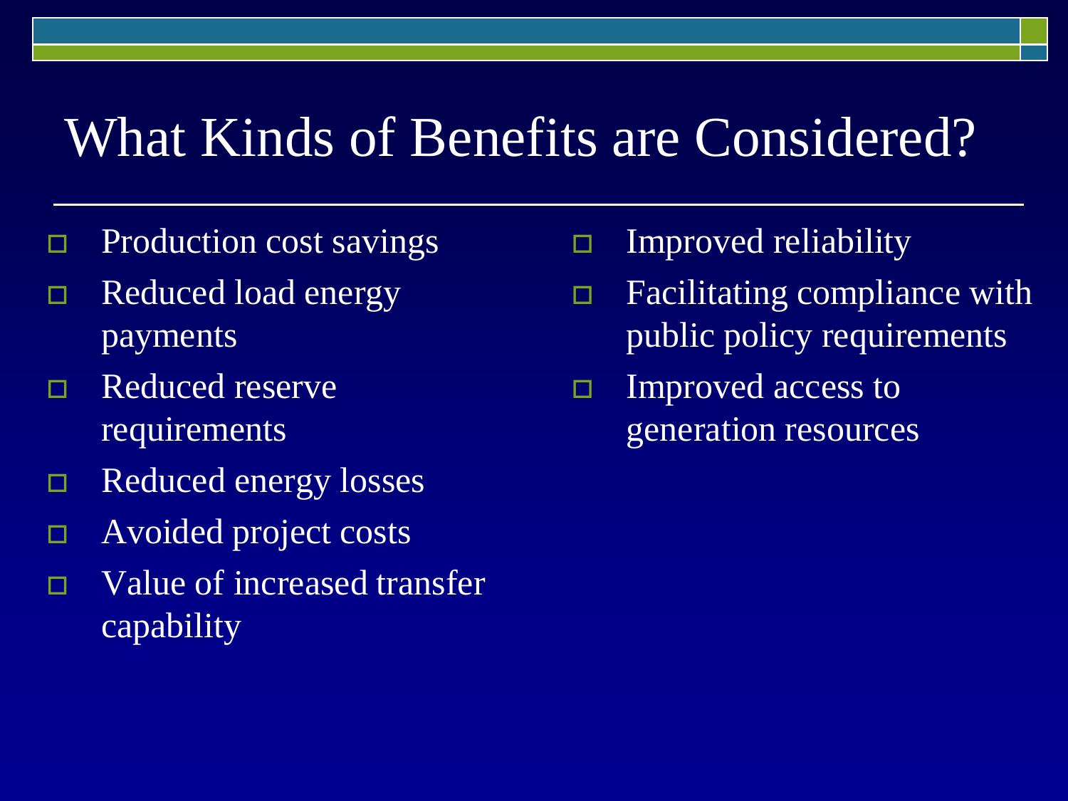# What Kinds of Benefits are Considered?

- Production cost savings
- Reduced load energy payments
- Reduced reserve requirements
- Reduced energy losses
- Avoided project costs
- Value of increased transfer capability
- Improved reliability
- Facilitating compliance with public policy requirements
- Improved access to generation resources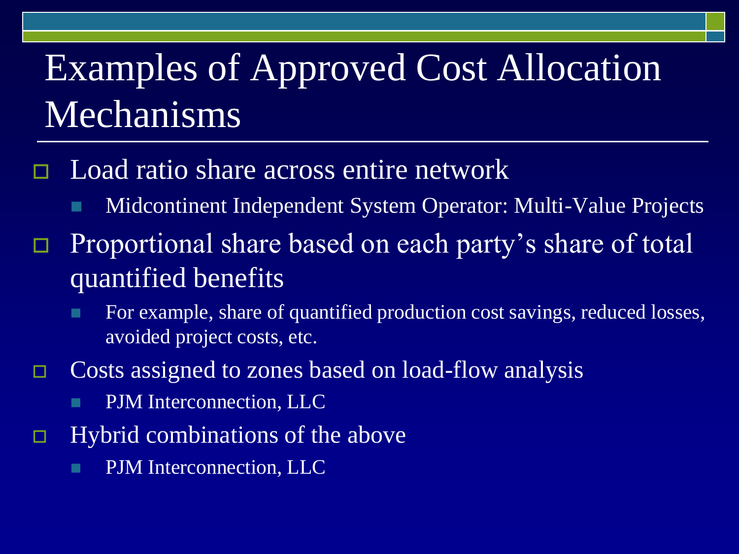# Examples of Approved Cost Allocation Mechanisms

- Load ratio share across entire network
  - Midcontinent Independent System Operator: Multi-Value Projects
- Proportional share based on each party's share of total quantified benefits
  - For example, share of quantified production cost savings, reduced losses, avoided project costs, etc.
- Costs assigned to zones based on load-flow analysis
  - PJM Interconnection, LLC
- Hybrid combinations of the above
  - PJM Interconnection, LLC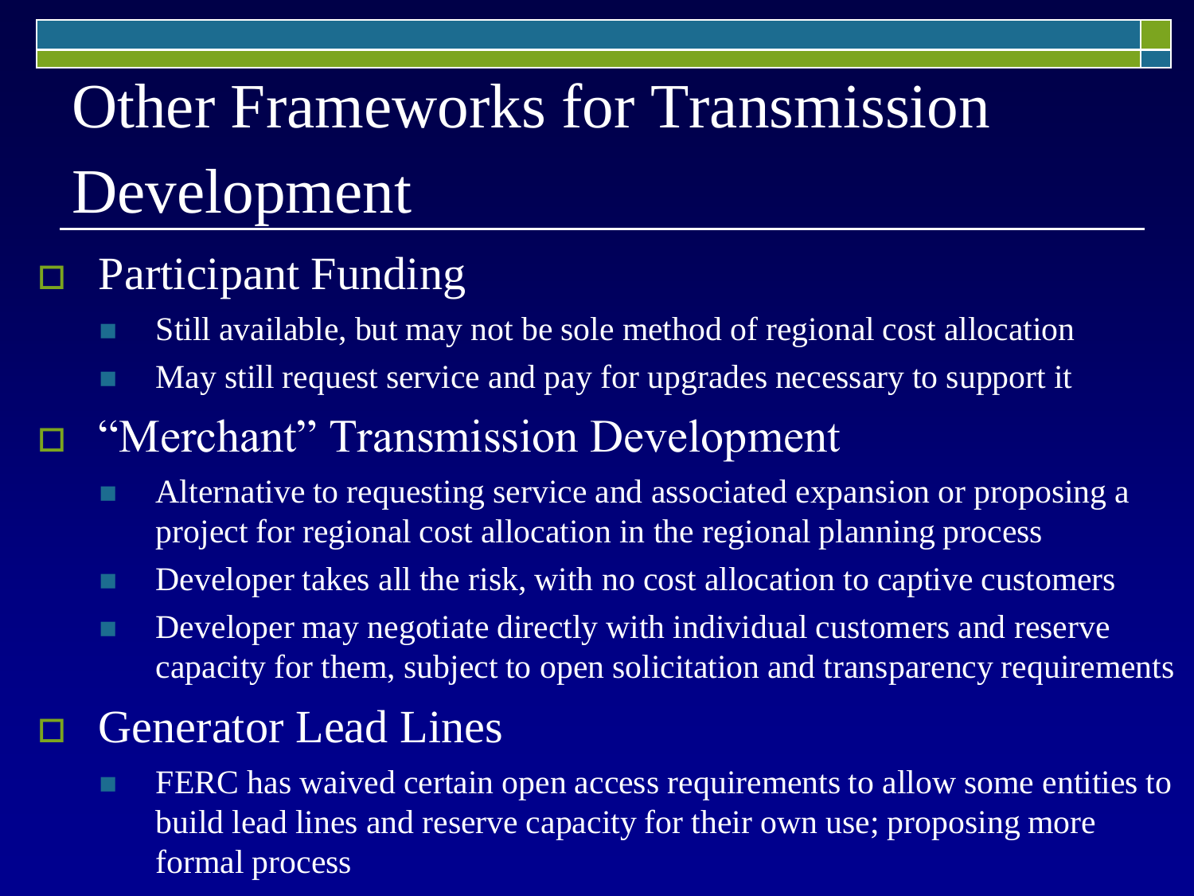# Other Frameworks for Transmission Development

- Participant Funding
  - Still available, but may not be sole method of regional cost allocation
  - May still request service and pay for upgrades necessary to support it
- "Merchant" Transmission Development
  - Alternative to requesting service and associated expansion or proposing a project for regional cost allocation in the regional planning process
  - Developer takes all the risk, with no cost allocation to captive customers
  - Developer may negotiate directly with individual customers and reserve capacity for them, subject to open solicitation and transparency requirements
- Generator Lead Lines
  - FERC has waived certain open access requirements to allow some entities to build lead lines and reserve capacity for their own use; proposing more formal process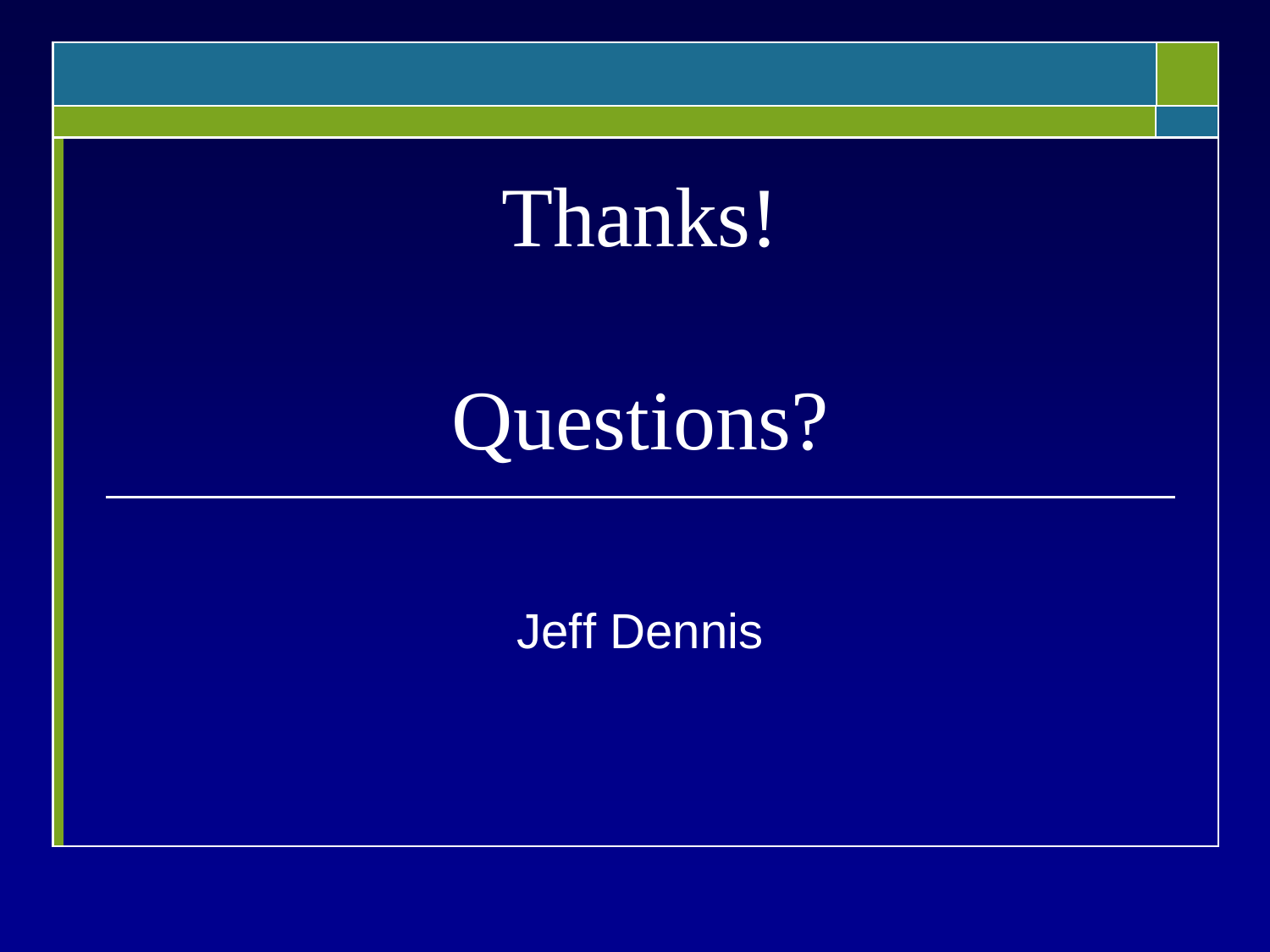# Thanks!

# Questions?

---

Jeff Dennis